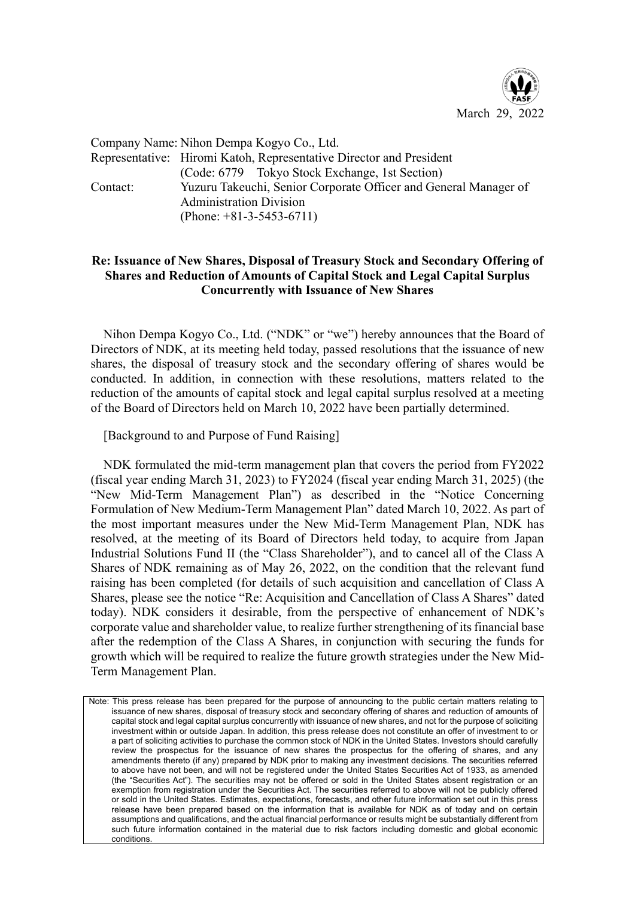March 29, 2022

Company Name: Nihon Dempa Kogyo Co., Ltd.
Representative: Hiromi Katoh, Representative Director and President
(Code: 6779 Tokyo Stock Exchange, 1st Section)
Contact: Yuzuru Takeuchi, Senior Corporate Officer and General Manager of Administration Division
(Phone: +81-3-5453-6711)

## Re: Issuance of New Shares, Disposal of Treasury Stock and Secondary Offering of Shares and Reduction of Amounts of Capital Stock and Legal Capital Surplus Concurrently with Issuance of New Shares

Nihon Dempa Kogyo Co., Ltd. ("NDK" or "we") hereby announces that the Board of Directors of NDK, at its meeting held today, passed resolutions that the issuance of new shares, the disposal of treasury stock and the secondary offering of shares would be conducted. In addition, in connection with these resolutions, matters related to the reduction of the amounts of capital stock and legal capital surplus resolved at a meeting of the Board of Directors held on March 10, 2022 have been partially determined.

[Background to and Purpose of Fund Raising]

NDK formulated the mid-term management plan that covers the period from FY2022 (fiscal year ending March 31, 2023) to FY2024 (fiscal year ending March 31, 2025) (the "New Mid-Term Management Plan") as described in the "Notice Concerning Formulation of New Medium-Term Management Plan" dated March 10, 2022. As part of the most important measures under the New Mid-Term Management Plan, NDK has resolved, at the meeting of its Board of Directors held today, to acquire from Japan Industrial Solutions Fund II (the "Class Shareholder"), and to cancel all of the Class A Shares of NDK remaining as of May 26, 2022, on the condition that the relevant fund raising has been completed (for details of such acquisition and cancellation of Class A Shares, please see the notice "Re: Acquisition and Cancellation of Class A Shares" dated today). NDK considers it desirable, from the perspective of enhancement of NDK's corporate value and shareholder value, to realize further strengthening of its financial base after the redemption of the Class A Shares, in conjunction with securing the funds for growth which will be required to realize the future growth strategies under the New Mid-Term Management Plan.

Note: This press release has been prepared for the purpose of announcing to the public certain matters relating to issuance of new shares, disposal of treasury stock and secondary offering of shares and reduction of amounts of capital stock and legal capital surplus concurrently with issuance of new shares, and not for the purpose of soliciting investment within or outside Japan. In addition, this press release does not constitute an offer of investment to or a part of soliciting activities to purchase the common stock of NDK in the United States. Investors should carefully review the prospectus for the issuance of new shares the prospectus for the offering of shares, and any amendments thereto (if any) prepared by NDK prior to making any investment decisions. The securities referred to above have not been, and will not be registered under the United States Securities Act of 1933, as amended (the "Securities Act"). The securities may not be offered or sold in the United States absent registration or an exemption from registration under the Securities Act. The securities referred to above will not be publicly offered or sold in the United States. Estimates, expectations, forecasts, and other future information set out in this press release have been prepared based on the information that is available for NDK as of today and on certain assumptions and qualifications, and the actual financial performance or results might be substantially different from such future information contained in the material due to risk factors including domestic and global economic conditions.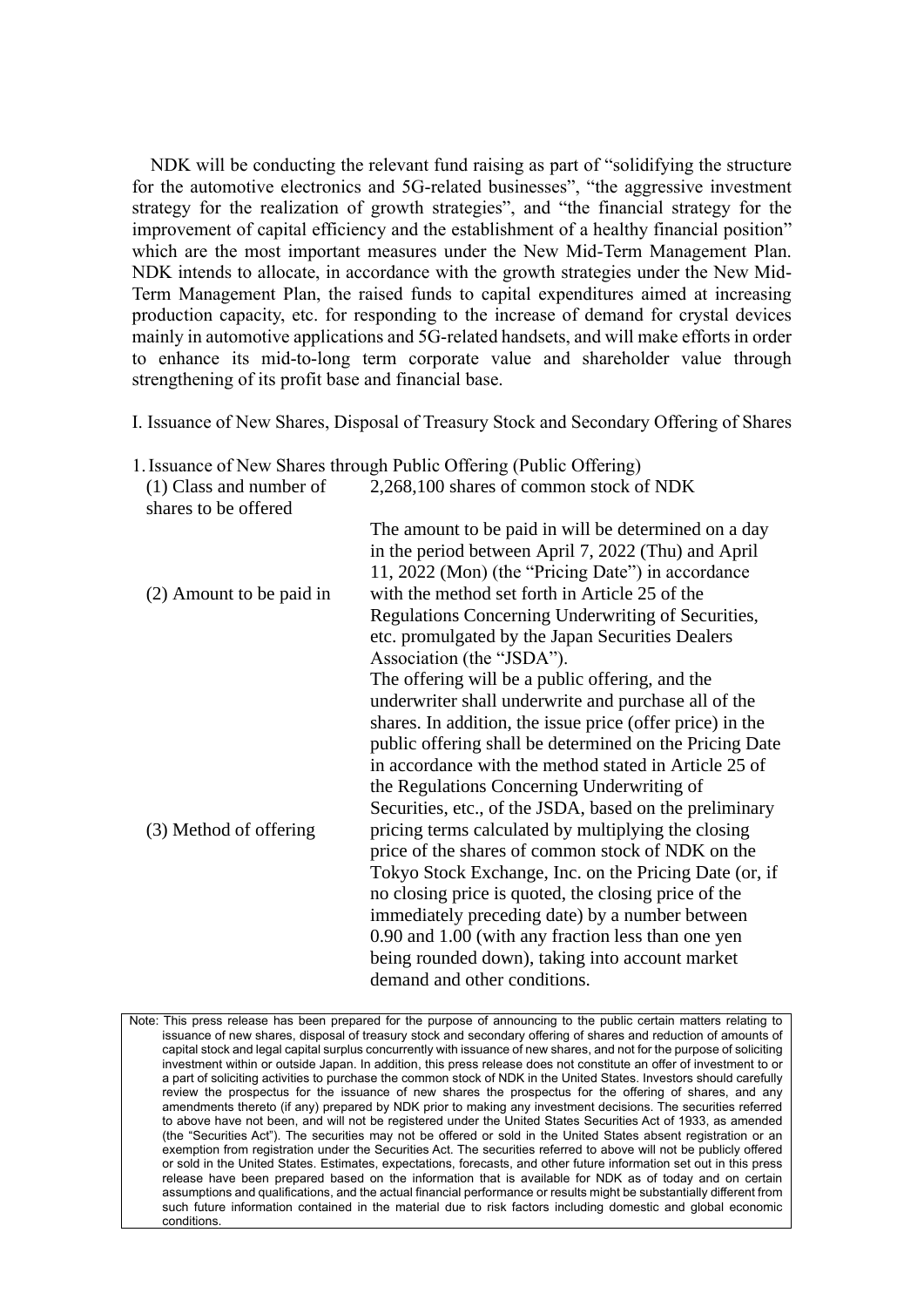NDK will be conducting the relevant fund raising as part of "solidifying the structure for the automotive electronics and 5G-related businesses", "the aggressive investment strategy for the realization of growth strategies", and "the financial strategy for the improvement of capital efficiency and the establishment of a healthy financial position" which are the most important measures under the New Mid-Term Management Plan. NDK intends to allocate, in accordance with the growth strategies under the New Mid-Term Management Plan, the raised funds to capital expenditures aimed at increasing production capacity, etc. for responding to the increase of demand for crystal devices mainly in automotive applications and 5G-related handsets, and will make efforts in order to enhance its mid-to-long term corporate value and shareholder value through strengthening of its profit base and financial base.

I. Issuance of New Shares, Disposal of Treasury Stock and Secondary Offering of Shares

1. Issuance of New Shares through Public Offering (Public Offering)

| | |
|---|---|
| (1) Class and number of shares to be offered | 2,268,100 shares of common stock of NDK |
| (2) Amount to be paid in | The amount to be paid in will be determined on a day in the period between April 7, 2022 (Thu) and April 11, 2022 (Mon) (the "Pricing Date") in accordance with the method set forth in Article 25 of the Regulations Concerning Underwriting of Securities, etc. promulgated by the Japan Securities Dealers Association (the "JSDA"). |
| (3) Method of offering | The offering will be a public offering, and the underwriter shall underwrite and purchase all of the shares. In addition, the issue price (offer price) in the public offering shall be determined on the Pricing Date in accordance with the method stated in Article 25 of the Regulations Concerning Underwriting of Securities, etc., of the JSDA, based on the preliminary pricing terms calculated by multiplying the closing price of the shares of common stock of NDK on the Tokyo Stock Exchange, Inc. on the Pricing Date (or, if no closing price is quoted, the closing price of the immediately preceding date) by a number between 0.90 and 1.00 (with any fraction less than one yen being rounded down), taking into account market demand and other conditions. |

Note: This press release has been prepared for the purpose of announcing to the public certain matters relating to issuance of new shares, disposal of treasury stock and secondary offering of shares and reduction of amounts of capital stock and legal capital surplus concurrently with issuance of new shares, and not for the purpose of soliciting investment within or outside Japan. In addition, this press release does not constitute an offer of investment to or a part of soliciting activities to purchase the common stock of NDK in the United States. Investors should carefully review the prospectus for the issuance of new shares the prospectus for the offering of shares, and any amendments thereto (if any) prepared by NDK prior to making any investment decisions. The securities referred to above have not been, and will not be registered under the United States Securities Act of 1933, as amended (the "Securities Act"). The securities may not be offered or sold in the United States absent registration or an exemption from registration under the Securities Act. The securities referred to above will not be publicly offered or sold in the United States. Estimates, expectations, forecasts, and other future information set out in this press release have been prepared based on the information that is available for NDK as of today and on certain assumptions and qualifications, and the actual financial performance or results might be substantially different from such future information contained in the material due to risk factors including domestic and global economic conditions.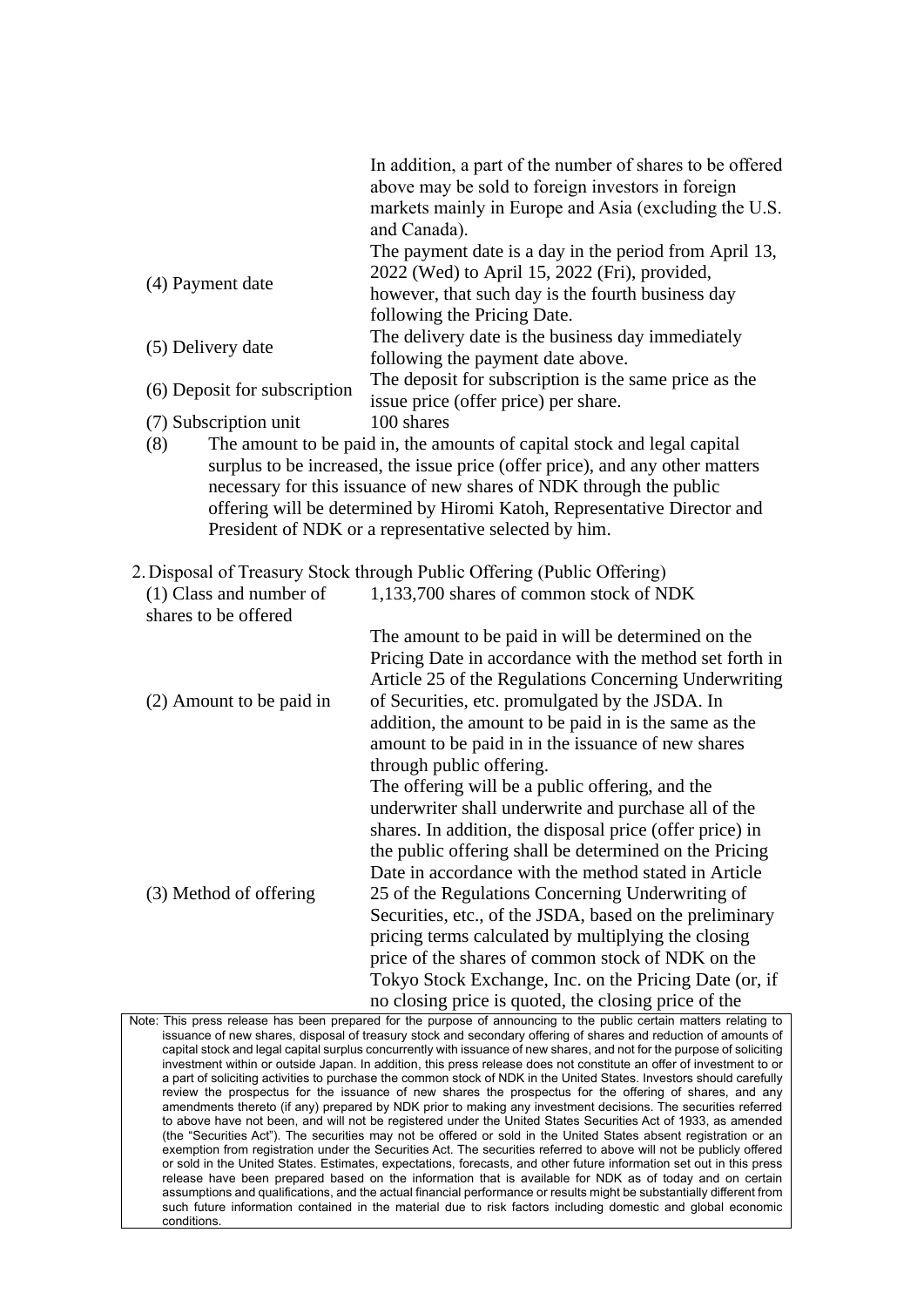| | |
|---|---|
| | In addition, a part of the number of shares to be offered above may be sold to foreign investors in foreign markets mainly in Europe and Asia (excluding the U.S. and Canada). |
| (4) Payment date | The payment date is a day in the period from April 13, 2022 (Wed) to April 15, 2022 (Fri), provided, however, that such day is the fourth business day following the Pricing Date. |
| (5) Delivery date | The delivery date is the business day immediately following the payment date above. |
| (6) Deposit for subscription | The deposit for subscription is the same price as the issue price (offer price) per share. |
| (7) Subscription unit | 100 shares |

(8) The amount to be paid in, the amounts of capital stock and legal capital surplus to be increased, the issue price (offer price), and any other matters necessary for this issuance of new shares of NDK through the public offering will be determined by Hiromi Katoh, Representative Director and President of NDK or a representative selected by him.

2. Disposal of Treasury Stock through Public Offering (Public Offering)

| | |
|---|---|
| (1) Class and number of shares to be offered | 1,133,700 shares of common stock of NDK |
| (2) Amount to be paid in | The amount to be paid in will be determined on the Pricing Date in accordance with the method set forth in Article 25 of the Regulations Concerning Underwriting of Securities, etc. promulgated by the JSDA. In addition, the amount to be paid in is the same as the amount to be paid in in the issuance of new shares through public offering. |
| (3) Method of offering | The offering will be a public offering, and the underwriter shall underwrite and purchase all of the shares. In addition, the disposal price (offer price) in the public offering shall be determined on the Pricing Date in accordance with the method stated in Article 25 of the Regulations Concerning Underwriting of Securities, etc., of the JSDA, based on the preliminary pricing terms calculated by multiplying the closing price of the shares of common stock of NDK on the Tokyo Stock Exchange, Inc. on the Pricing Date (or, if no closing price is quoted, the closing price of the |

Note: This press release has been prepared for the purpose of announcing to the public certain matters relating to issuance of new shares, disposal of treasury stock and secondary offering of shares and reduction of amounts of capital stock and legal capital surplus concurrently with issuance of new shares, and not for the purpose of soliciting investment within or outside Japan. In addition, this press release does not constitute an offer of investment to or a part of soliciting activities to purchase the common stock of NDK in the United States. Investors should carefully review the prospectus for the issuance of new shares the prospectus for the offering of shares, and any amendments thereto (if any) prepared by NDK prior to making any investment decisions. The securities referred to above have not been, and will not be registered under the United States Securities Act of 1933, as amended (the "Securities Act"). The securities may not be offered or sold in the United States absent registration or an exemption from registration under the Securities Act. The securities referred to above will not be publicly offered or sold in the United States. Estimates, expectations, forecasts, and other future information set out in this press release have been prepared based on the information that is available for NDK as of today and on certain assumptions and qualifications, and the actual financial performance or results might be substantially different from such future information contained in the material due to risk factors including domestic and global economic conditions.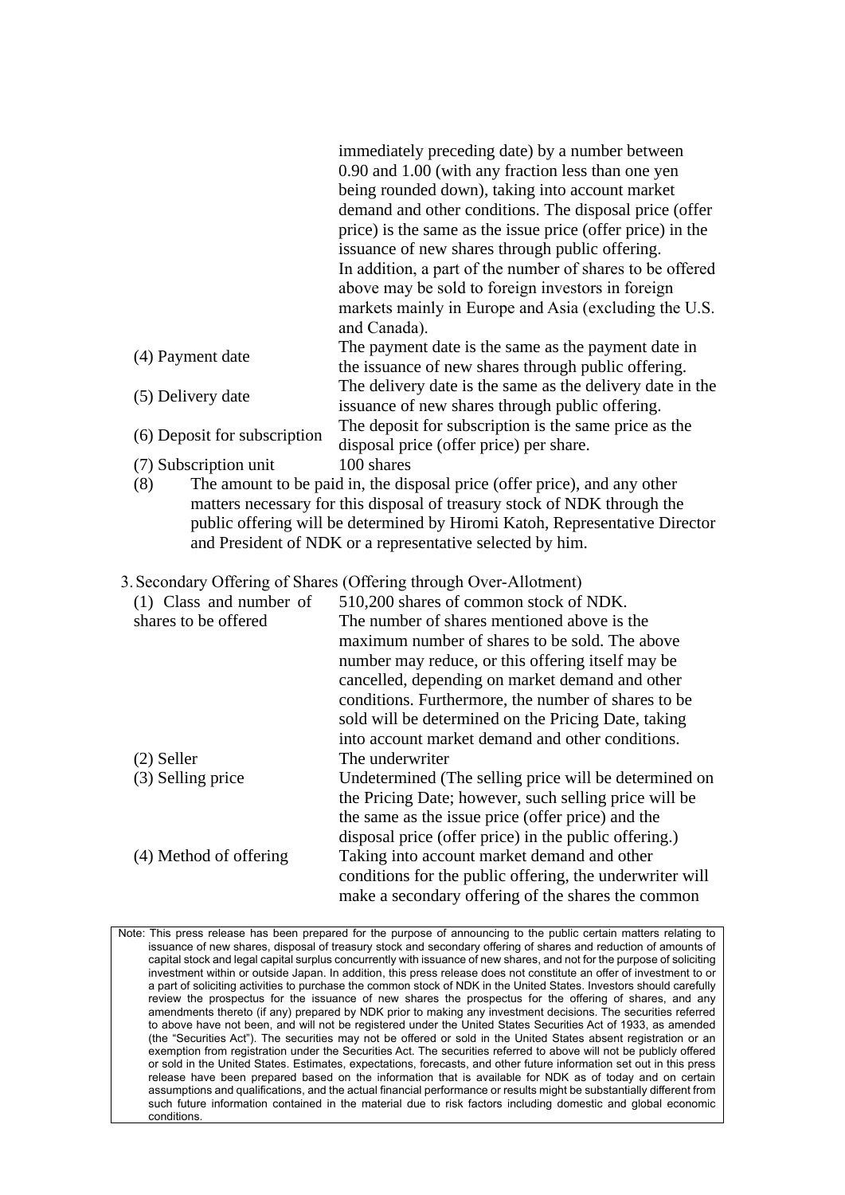| | |
|---|---|
| | immediately preceding date) by a number between 0.90 and 1.00 (with any fraction less than one yen being rounded down), taking into account market demand and other conditions. The disposal price (offer price) is the same as the issue price (offer price) in the issuance of new shares through public offering.<br>In addition, a part of the number of shares to be offered above may be sold to foreign investors in foreign markets mainly in Europe and Asia (excluding the U.S. and Canada). |
| (4) Payment date | The payment date is the same as the payment date in the issuance of new shares through public offering. |
| (5) Delivery date | The delivery date is the same as the delivery date in the issuance of new shares through public offering. |
| (6) Deposit for subscription | The deposit for subscription is the same price as the disposal price (offer price) per share. |
| (7) Subscription unit | 100 shares |

(8) The amount to be paid in, the disposal price (offer price), and any other matters necessary for this disposal of treasury stock of NDK through the public offering will be determined by Hiromi Katoh, Representative Director and President of NDK or a representative selected by him.

3. Secondary Offering of Shares (Offering through Over-Allotment)

| | |
|---|---|
| (1) Class and number of shares to be offered | 510,200 shares of common stock of NDK.<br>The number of shares mentioned above is the maximum number of shares to be sold. The above number may reduce, or this offering itself may be cancelled, depending on market demand and other conditions. Furthermore, the number of shares to be sold will be determined on the Pricing Date, taking into account market demand and other conditions. |
| (2) Seller | The underwriter |
| (3) Selling price | Undetermined (The selling price will be determined on the Pricing Date; however, such selling price will be the same as the issue price (offer price) and the disposal price (offer price) in the public offering.) |
| (4) Method of offering | Taking into account market demand and other conditions for the public offering, the underwriter will make a secondary offering of the shares the common |

Note: This press release has been prepared for the purpose of announcing to the public certain matters relating to issuance of new shares, disposal of treasury stock and secondary offering of shares and reduction of amounts of capital stock and legal capital surplus concurrently with issuance of new shares, and not for the purpose of soliciting investment within or outside Japan. In addition, this press release does not constitute an offer of investment to or a part of soliciting activities to purchase the common stock of NDK in the United States. Investors should carefully review the prospectus for the issuance of new shares the prospectus for the offering of shares, and any amendments thereto (if any) prepared by NDK prior to making any investment decisions. The securities referred to above have not been, and will not be registered under the United States Securities Act of 1933, as amended (the "Securities Act"). The securities may not be offered or sold in the United States absent registration or an exemption from registration under the Securities Act. The securities referred to above will not be publicly offered or sold in the United States. Estimates, expectations, forecasts, and other future information set out in this press release have been prepared based on the information that is available for NDK as of today and on certain assumptions and qualifications, and the actual financial performance or results might be substantially different from such future information contained in the material due to risk factors including domestic and global economic conditions.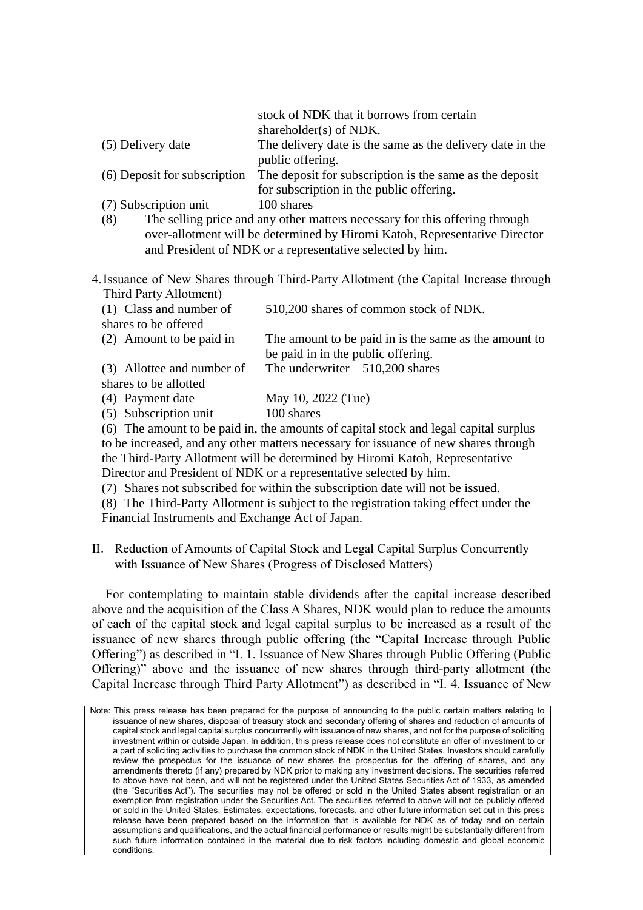| | |
|---|---|
| | stock of NDK that it borrows from certain shareholder(s) of NDK. |
| (5) Delivery date | The delivery date is the same as the delivery date in the public offering. |
| (6) Deposit for subscription | The deposit for subscription is the same as the deposit for subscription in the public offering. |
| (7) Subscription unit | 100 shares |

(8) The selling price and any other matters necessary for this offering through over-allotment will be determined by Hiromi Katoh, Representative Director and President of NDK or a representative selected by him.

4. Issuance of New Shares through Third-Party Allotment (the Capital Increase through Third Party Allotment)

| | |
|---|---|
| (1) Class and number of shares to be offered | 510,200 shares of common stock of NDK. |
| (2) Amount to be paid in | The amount to be paid in is the same as the amount to be paid in in the public offering. |
| (3) Allottee and number of shares to be allotted | The underwriter 510,200 shares |
| (4) Payment date | May 10, 2022 (Tue) |
| (5) Subscription unit | 100 shares |

(6) The amount to be paid in, the amounts of capital stock and legal capital surplus to be increased, and any other matters necessary for issuance of new shares through the Third-Party Allotment will be determined by Hiromi Katoh, Representative Director and President of NDK or a representative selected by him.

(7) Shares not subscribed for within the subscription date will not be issued.

(8) The Third-Party Allotment is subject to the registration taking effect under the Financial Instruments and Exchange Act of Japan.

## II. Reduction of Amounts of Capital Stock and Legal Capital Surplus Concurrently with Issuance of New Shares (Progress of Disclosed Matters)

For contemplating to maintain stable dividends after the capital increase described above and the acquisition of the Class A Shares, NDK would plan to reduce the amounts of each of the capital stock and legal capital surplus to be increased as a result of the issuance of new shares through public offering (the "Capital Increase through Public Offering") as described in "I. 1. Issuance of New Shares through Public Offering (Public Offering)" above and the issuance of new shares through third-party allotment (the Capital Increase through Third Party Allotment") as described in "I. 4. Issuance of New

Note: This press release has been prepared for the purpose of announcing to the public certain matters relating to issuance of new shares, disposal of treasury stock and secondary offering of shares and reduction of amounts of capital stock and legal capital surplus concurrently with issuance of new shares, and not for the purpose of soliciting investment within or outside Japan. In addition, this press release does not constitute an offer of investment to or a part of soliciting activities to purchase the common stock of NDK in the United States. Investors should carefully review the prospectus for the issuance of new shares the prospectus for the offering of shares, and any amendments thereto (if any) prepared by NDK prior to making any investment decisions. The securities referred to above have not been, and will not be registered under the United States Securities Act of 1933, as amended (the "Securities Act"). The securities may not be offered or sold in the United States absent registration or an exemption from registration under the Securities Act. The securities referred to above will not be publicly offered or sold in the United States. Estimates, expectations, forecasts, and other future information set out in this press release have been prepared based on the information that is available for NDK as of today and on certain assumptions and qualifications, and the actual financial performance or results might be substantially different from such future information contained in the material due to risk factors including domestic and global economic conditions.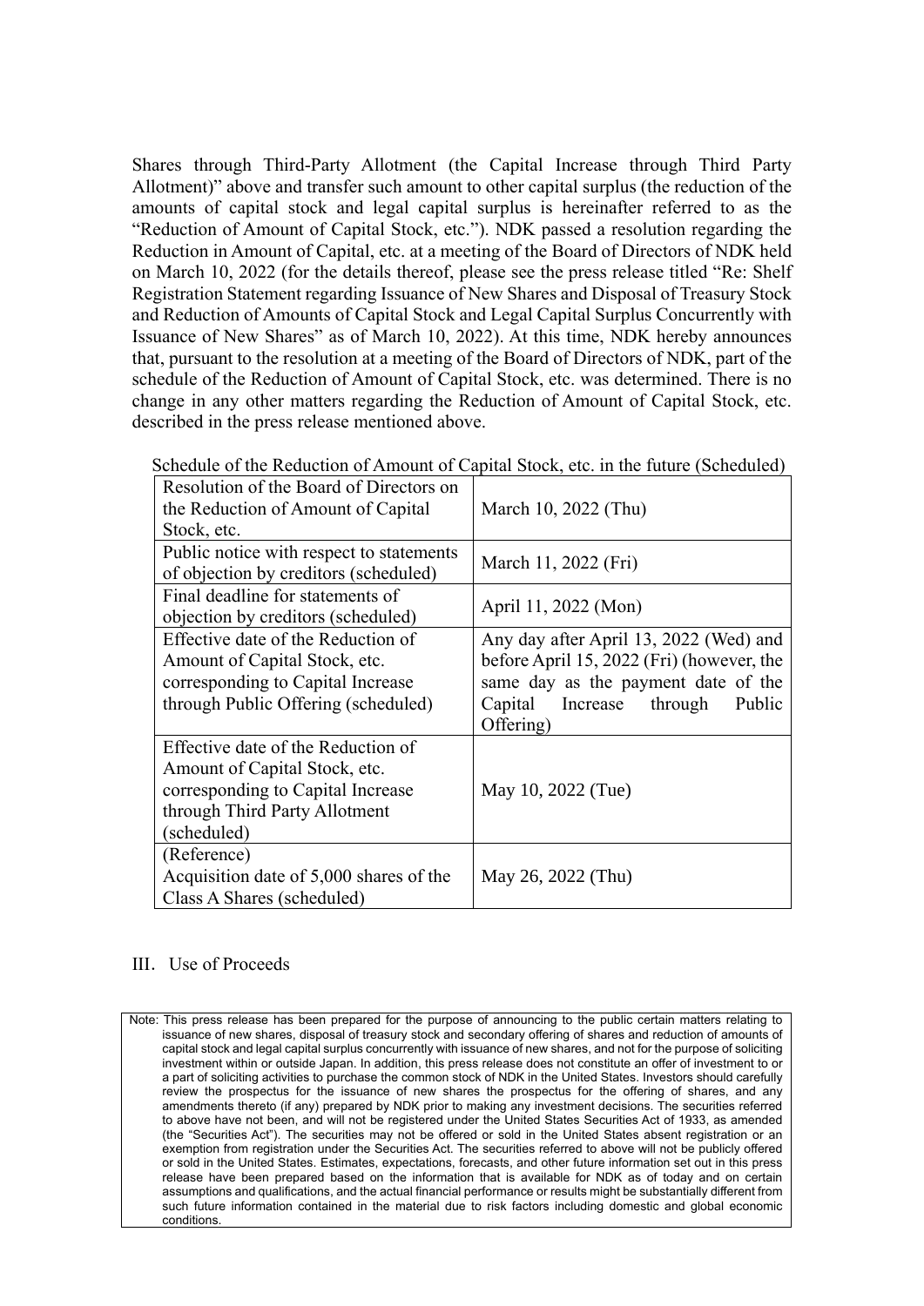Shares through Third-Party Allotment (the Capital Increase through Third Party Allotment)" above and transfer such amount to other capital surplus (the reduction of the amounts of capital stock and legal capital surplus is hereinafter referred to as the "Reduction of Amount of Capital Stock, etc."). NDK passed a resolution regarding the Reduction in Amount of Capital, etc. at a meeting of the Board of Directors of NDK held on March 10, 2022 (for the details thereof, please see the press release titled "Re: Shelf Registration Statement regarding Issuance of New Shares and Disposal of Treasury Stock and Reduction of Amounts of Capital Stock and Legal Capital Surplus Concurrently with Issuance of New Shares" as of March 10, 2022). At this time, NDK hereby announces that, pursuant to the resolution at a meeting of the Board of Directors of NDK, part of the schedule of the Reduction of Amount of Capital Stock, etc. was determined. There is no change in any other matters regarding the Reduction of Amount of Capital Stock, etc. described in the press release mentioned above.

Schedule of the Reduction of Amount of Capital Stock, etc. in the future (Scheduled)

| | |
|---|---|
| Resolution of the Board of Directors on the Reduction of Amount of Capital Stock, etc. | March 10, 2022 (Thu) |
| Public notice with respect to statements of objection by creditors (scheduled) | March 11, 2022 (Fri) |
| Final deadline for statements of objection by creditors (scheduled) | April 11, 2022 (Mon) |
| Effective date of the Reduction of Amount of Capital Stock, etc. corresponding to Capital Increase through Public Offering (scheduled) | Any day after April 13, 2022 (Wed) and before April 15, 2022 (Fri) (however, the same day as the payment date of the Capital Increase through Public Offering) |
| Effective date of the Reduction of Amount of Capital Stock, etc. corresponding to Capital Increase through Third Party Allotment (scheduled) | May 10, 2022 (Tue) |
| (Reference) Acquisition date of 5,000 shares of the Class A Shares (scheduled) | May 26, 2022 (Thu) |

III. Use of Proceeds

Note: This press release has been prepared for the purpose of announcing to the public certain matters relating to issuance of new shares, disposal of treasury stock and secondary offering of shares and reduction of amounts of capital stock and legal capital surplus concurrently with issuance of new shares, and not for the purpose of soliciting investment within or outside Japan. In addition, this press release does not constitute an offer of investment to or a part of soliciting activities to purchase the common stock of NDK in the United States. Investors should carefully review the prospectus for the issuance of new shares the prospectus for the offering of shares, and any amendments thereto (if any) prepared by NDK prior to making any investment decisions. The securities referred to above have not been, and will not be registered under the United States Securities Act of 1933, as amended (the "Securities Act"). The securities may not be offered or sold in the United States absent registration or an exemption from registration under the Securities Act. The securities referred to above will not be publicly offered or sold in the United States. Estimates, expectations, forecasts, and other future information set out in this press release have been prepared based on the information that is available for NDK as of today and on certain assumptions and qualifications, and the actual financial performance or results might be substantially different from such future information contained in the material due to risk factors including domestic and global economic conditions.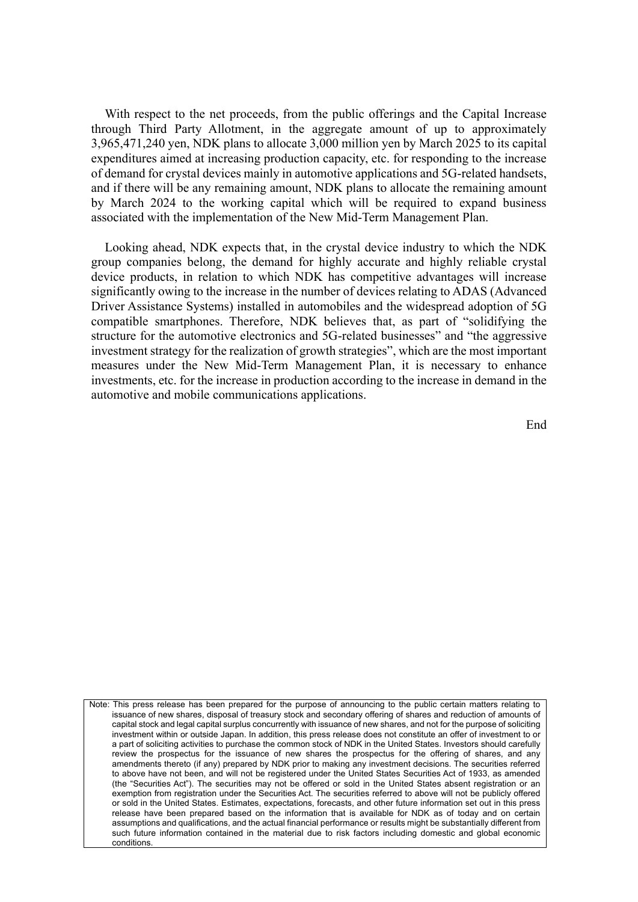With respect to the net proceeds, from the public offerings and the Capital Increase through Third Party Allotment, in the aggregate amount of up to approximately 3,965,471,240 yen, NDK plans to allocate 3,000 million yen by March 2025 to its capital expenditures aimed at increasing production capacity, etc. for responding to the increase of demand for crystal devices mainly in automotive applications and 5G-related handsets, and if there will be any remaining amount, NDK plans to allocate the remaining amount by March 2024 to the working capital which will be required to expand business associated with the implementation of the New Mid-Term Management Plan.

Looking ahead, NDK expects that, in the crystal device industry to which the NDK group companies belong, the demand for highly accurate and highly reliable crystal device products, in relation to which NDK has competitive advantages will increase significantly owing to the increase in the number of devices relating to ADAS (Advanced Driver Assistance Systems) installed in automobiles and the widespread adoption of 5G compatible smartphones. Therefore, NDK believes that, as part of "solidifying the structure for the automotive electronics and 5G-related businesses" and "the aggressive investment strategy for the realization of growth strategies", which are the most important measures under the New Mid-Term Management Plan, it is necessary to enhance investments, etc. for the increase in production according to the increase in demand in the automotive and mobile communications applications.

End

Note: This press release has been prepared for the purpose of announcing to the public certain matters relating to issuance of new shares, disposal of treasury stock and secondary offering of shares and reduction of amounts of capital stock and legal capital surplus concurrently with issuance of new shares, and not for the purpose of soliciting investment within or outside Japan. In addition, this press release does not constitute an offer of investment to or a part of soliciting activities to purchase the common stock of NDK in the United States. Investors should carefully review the prospectus for the issuance of new shares the prospectus for the offering of shares, and any amendments thereto (if any) prepared by NDK prior to making any investment decisions. The securities referred to above have not been, and will not be registered under the United States Securities Act of 1933, as amended (the "Securities Act"). The securities may not be offered or sold in the United States absent registration or an exemption from registration under the Securities Act. The securities referred to above will not be publicly offered or sold in the United States. Estimates, expectations, forecasts, and other future information set out in this press release have been prepared based on the information that is available for NDK as of today and on certain assumptions and qualifications, and the actual financial performance or results might be substantially different from such future information contained in the material due to risk factors including domestic and global economic conditions.